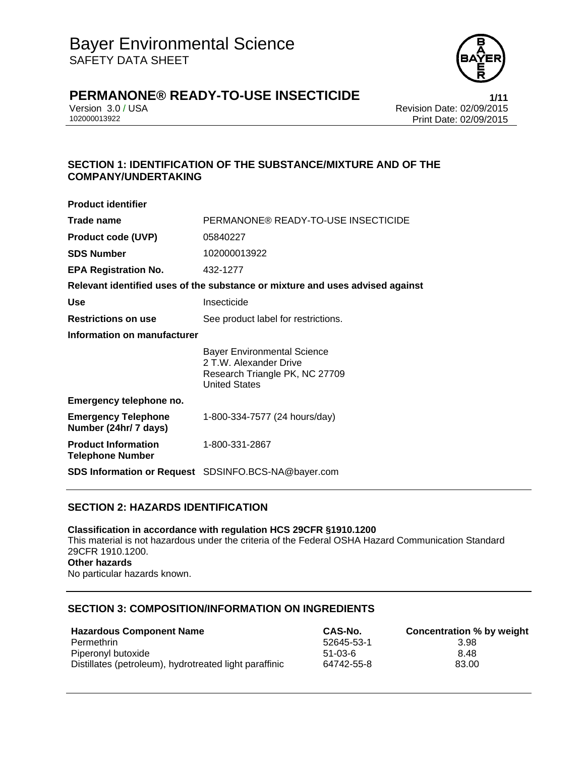# Bayer Environmental Science

SAFETY DATA SHEET

## PERMANONE® READY-TO-USE INSECTICIDE

Version 3.0 / USA
102000013922

Revision Date: 02/09/2015
Print Date: 02/09/2015

## SECTION 1: IDENTIFICATION OF THE SUBSTANCE/MIXTURE AND OF THE COMPANY/UNDERTAKING

**Product identifier**

| | |
|---|---|
| **Trade name** | PERMANONE® READY-TO-USE INSECTICIDE |
| **Product code (UVP)** | 05840227 |
| **SDS Number** | 102000013922 |
| **EPA Registration No.** | 432-1277 |

**Relevant identified uses of the substance or mixture and uses advised against**

| | |
|---|---|
| **Use** | Insecticide |
| **Restrictions on use** | See product label for restrictions. |

**Information on manufacturer**

Bayer Environmental Science
2 T.W. Alexander Drive
Research Triangle PK, NC 27709
United States

**Emergency telephone no.**

| | |
|---|---|
| **Emergency Telephone Number (24hr/ 7 days)** | 1-800-334-7577 (24 hours/day) |
| **Product Information Telephone Number** | 1-800-331-2867 |
| **SDS Information or Request** | SDSINFO.BCS-NA@bayer.com |

## SECTION 2: HAZARDS IDENTIFICATION

**Classification in accordance with regulation HCS 29CFR §1910.1200**
This material is not hazardous under the criteria of the Federal OSHA Hazard Communication Standard 29CFR 1910.1200.
**Other hazards**
No particular hazards known.

## SECTION 3: COMPOSITION/INFORMATION ON INGREDIENTS

| Hazardous Component Name | CAS-No. | Concentration % by weight |
|---|---|---|
| Permethrin | 52645-53-1 | 3.98 |
| Piperonyl butoxide | 51-03-6 | 8.48 |
| Distillates (petroleum), hydrotreated light paraffinic | 64742-55-8 | 83.00 |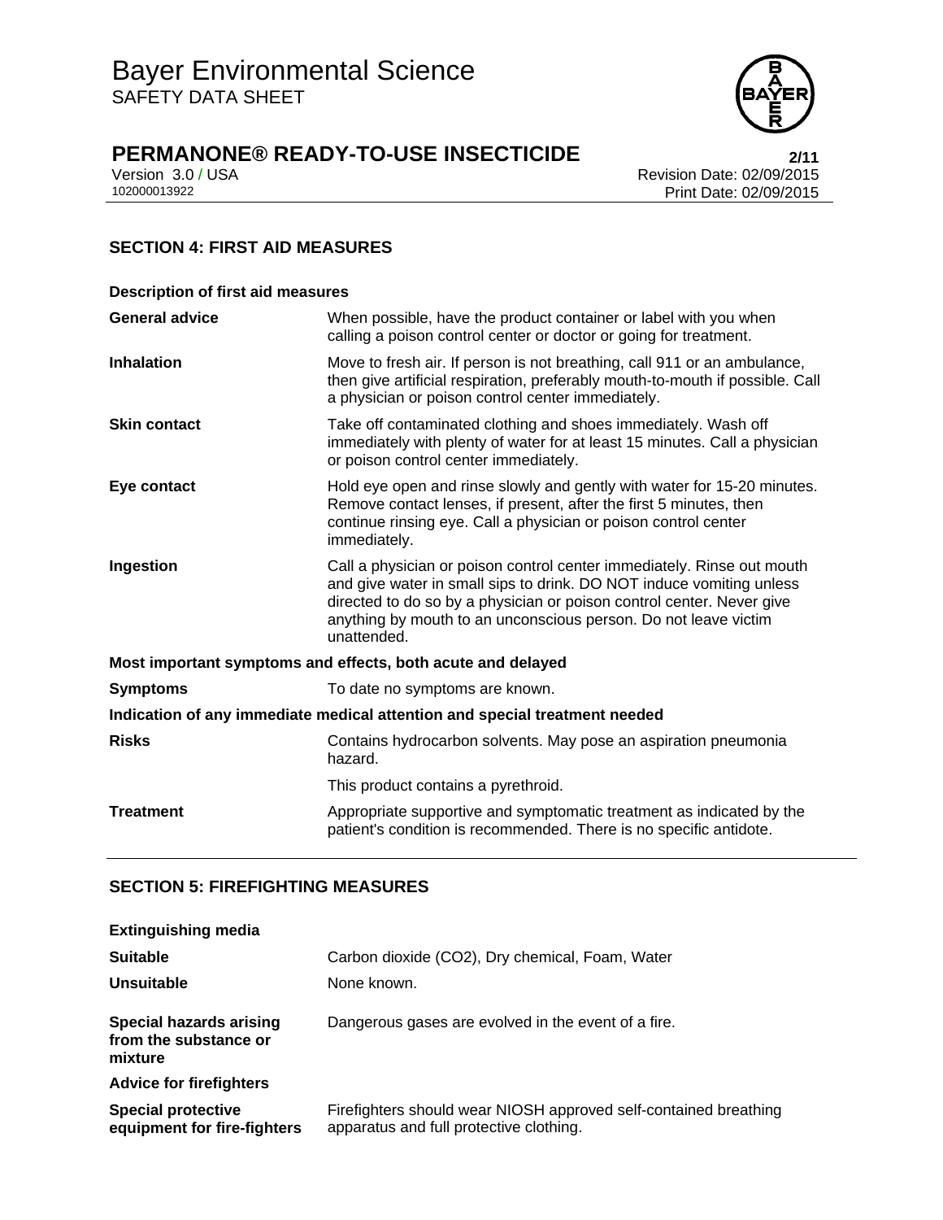## SECTION 4: FIRST AID MEASURES

**Description of first aid measures**

| | |
|---|---|
| **General advice** | When possible, have the product container or label with you when calling a poison control center or doctor or going for treatment. |
| **Inhalation** | Move to fresh air. If person is not breathing, call 911 or an ambulance, then give artificial respiration, preferably mouth-to-mouth if possible. Call a physician or poison control center immediately. |
| **Skin contact** | Take off contaminated clothing and shoes immediately. Wash off immediately with plenty of water for at least 15 minutes. Call a physician or poison control center immediately. |
| **Eye contact** | Hold eye open and rinse slowly and gently with water for 15-20 minutes. Remove contact lenses, if present, after the first 5 minutes, then continue rinsing eye. Call a physician or poison control center immediately. |
| **Ingestion** | Call a physician or poison control center immediately. Rinse out mouth and give water in small sips to drink. DO NOT induce vomiting unless directed to do so by a physician or poison control center. Never give anything by mouth to an unconscious person. Do not leave victim unattended. |

**Most important symptoms and effects, both acute and delayed**

| | |
|---|---|
| **Symptoms** | To date no symptoms are known. |

**Indication of any immediate medical attention and special treatment needed**

| | |
|---|---|
| **Risks** | Contains hydrocarbon solvents. May pose an aspiration pneumonia hazard. |
| | This product contains a pyrethroid. |
| **Treatment** | Appropriate supportive and symptomatic treatment as indicated by the patient's condition is recommended. There is no specific antidote. |

## SECTION 5: FIREFIGHTING MEASURES

**Extinguishing media**

| | |
|---|---|
| **Suitable** | Carbon dioxide ($CO_2$), Dry chemical, Foam, Water |
| **Unsuitable** | None known. |
| **Special hazards arising from the substance or mixture** | Dangerous gases are evolved in the event of a fire. |

**Advice for firefighters**

| | |
|---|---|
| **Special protective equipment for fire-fighters** | Firefighters should wear NIOSH approved self-contained breathing apparatus and full protective clothing. |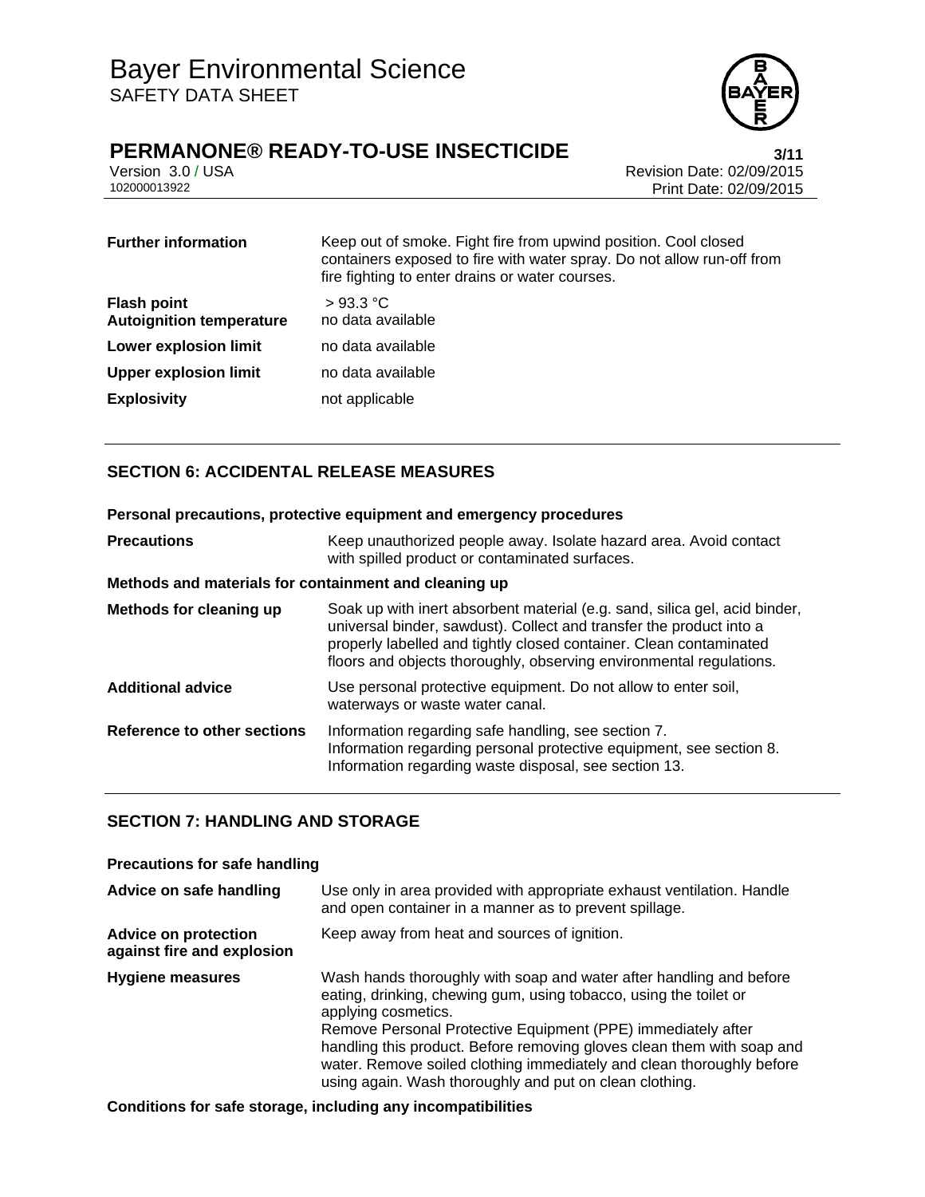| | |
|---|---|
| **Further information** | Keep out of smoke. Fight fire from upwind position. Cool closed containers exposed to fire with water spray. Do not allow run-off from fire fighting to enter drains or water courses. |
| **Flash point** | > 93.3 °C |
| **Autoignition temperature** | no data available |
| **Lower explosion limit** | no data available |
| **Upper explosion limit** | no data available |
| **Explosivity** | not applicable |

## SECTION 6: ACCIDENTAL RELEASE MEASURES

**Personal precautions, protective equipment and emergency procedures**

| | |
|---|---|
| **Precautions** | Keep unauthorized people away. Isolate hazard area. Avoid contact with spilled product or contaminated surfaces. |

**Methods and materials for containment and cleaning up**

| | |
|---|---|
| **Methods for cleaning up** | Soak up with inert absorbent material (e.g. sand, silica gel, acid binder, universal binder, sawdust). Collect and transfer the product into a properly labelled and tightly closed container. Clean contaminated floors and objects thoroughly, observing environmental regulations. |
| **Additional advice** | Use personal protective equipment. Do not allow to enter soil, waterways or waste water canal. |
| **Reference to other sections** | Information regarding safe handling, see section 7.<br>Information regarding personal protective equipment, see section 8.<br>Information regarding waste disposal, see section 13. |

## SECTION 7: HANDLING AND STORAGE

**Precautions for safe handling**

| | |
|---|---|
| **Advice on safe handling** | Use only in area provided with appropriate exhaust ventilation. Handle and open container in a manner as to prevent spillage. |
| **Advice on protection against fire and explosion** | Keep away from heat and sources of ignition. |
| **Hygiene measures** | Wash hands thoroughly with soap and water after handling and before eating, drinking, chewing gum, using tobacco, using the toilet or applying cosmetics.<br>Remove Personal Protective Equipment (PPE) immediately after handling this product. Before removing gloves clean them with soap and water. Remove soiled clothing immediately and clean thoroughly before using again. Wash thoroughly and put on clean clothing. |

**Conditions for safe storage, including any incompatibilities**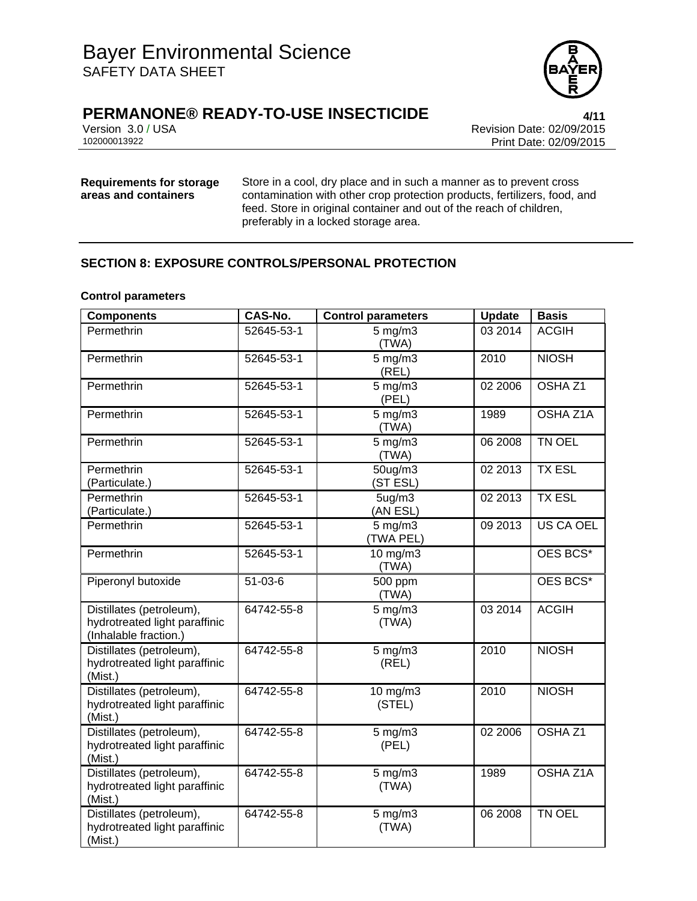| **Requirements for storage areas and containers** | Store in a cool, dry place and in such a manner as to prevent cross contamination with other crop protection products, fertilizers, food, and feed. Store in original container and out of the reach of children, preferably in a locked storage area. |
|---|---|

## SECTION 8: EXPOSURE CONTROLS/PERSONAL PROTECTION

**Control parameters**

| Components | CAS-No. | Control parameters | Update | Basis |
|---|---|---|---|---|
| Permethrin | 52645-53-1 | 5 mg/m3 (TWA) | 03 2014 | ACGIH |
| Permethrin | 52645-53-1 | 5 mg/m3 (REL) | 2010 | NIOSH |
| Permethrin | 52645-53-1 | 5 mg/m3 (PEL) | 02 2006 | OSHA Z1 |
| Permethrin | 52645-53-1 | 5 mg/m3 (TWA) | 1989 | OSHA Z1A |
| Permethrin | 52645-53-1 | 5 mg/m3 (TWA) | 06 2008 | TN OEL |
| Permethrin (Particulate.) | 52645-53-1 | 50ug/m3 (ST ESL) | 02 2013 | TX ESL |
| Permethrin (Particulate.) | 52645-53-1 | 5ug/m3 (AN ESL) | 02 2013 | TX ESL |
| Permethrin | 52645-53-1 | 5 mg/m3 (TWA PEL) | 09 2013 | US CA OEL |
| Permethrin | 52645-53-1 | 10 mg/m3 (TWA) | | OES BCS* |
| Piperonyl butoxide | 51-03-6 | 500 ppm (TWA) | | OES BCS* |
| Distillates (petroleum), hydrotreated light paraffinic (Inhalable fraction.) | 64742-55-8 | 5 mg/m3 (TWA) | 03 2014 | ACGIH |
| Distillates (petroleum), hydrotreated light paraffinic (Mist.) | 64742-55-8 | 5 mg/m3 (REL) | 2010 | NIOSH |
| Distillates (petroleum), hydrotreated light paraffinic (Mist.) | 64742-55-8 | 10 mg/m3 (STEL) | 2010 | NIOSH |
| Distillates (petroleum), hydrotreated light paraffinic (Mist.) | 64742-55-8 | 5 mg/m3 (PEL) | 02 2006 | OSHA Z1 |
| Distillates (petroleum), hydrotreated light paraffinic (Mist.) | 64742-55-8 | 5 mg/m3 (TWA) | 1989 | OSHA Z1A |
| Distillates (petroleum), hydrotreated light paraffinic (Mist.) | 64742-55-8 | 5 mg/m3 (TWA) | 06 2008 | TN OEL |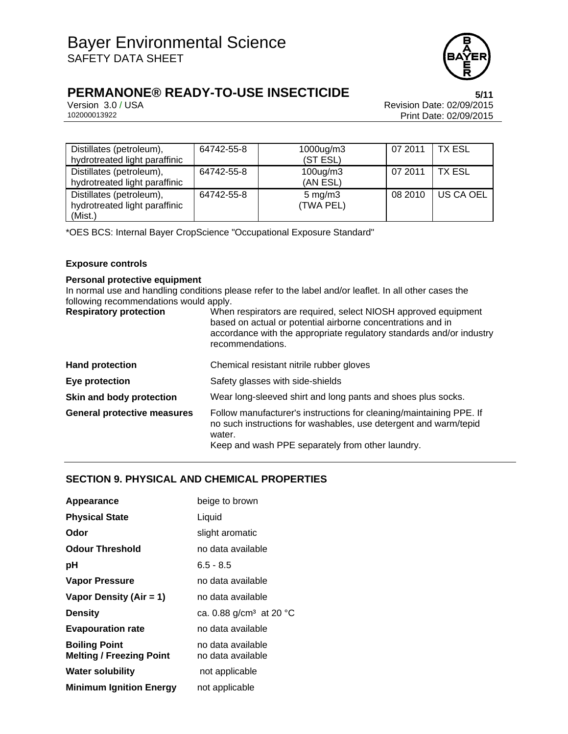| Distillates (petroleum), hydrotreated light paraffinic | 64742-55-8 | 1000ug/m3 (ST ESL) | 07 2011 | TX ESL |
|---|---|---|---|---|
| Distillates (petroleum), hydrotreated light paraffinic | 64742-55-8 | 100ug/m3 (AN ESL) | 07 2011 | TX ESL |
| Distillates (petroleum), hydrotreated light paraffinic (Mist.) | 64742-55-8 | 5 mg/m3 (TWA PEL) | 08 2010 | US CA OEL |

*OES BCS: Internal Bayer CropScience "Occupational Exposure Standard"

**Exposure controls**

**Personal protective equipment**

In normal use and handling conditions please refer to the label and/or leaflet. In all other cases the following recommendations would apply.

| | |
|---|---|
| **Respiratory protection** | When respirators are required, select NIOSH approved equipment based on actual or potential airborne concentrations and in accordance with the appropriate regulatory standards and/or industry recommendations. |
| **Hand protection** | Chemical resistant nitrile rubber gloves |
| **Eye protection** | Safety glasses with side-shields |
| **Skin and body protection** | Wear long-sleeved shirt and long pants and shoes plus socks. |
| **General protective measures** | Follow manufacturer's instructions for cleaning/maintaining PPE. If no such instructions for washables, use detergent and warm/tepid water.<br>Keep and wash PPE separately from other laundry. |

## SECTION 9. PHYSICAL AND CHEMICAL PROPERTIES

| | |
|---|---|
| **Appearance** | beige to brown |
| **Physical State** | Liquid |
| **Odor** | slight aromatic |
| **Odour Threshold** | no data available |
| **pH** | 6.5 - 8.5 |
| **Vapor Pressure** | no data available |
| **Vapor Density (Air = 1)** | no data available |
| **Density** | ca. 0.88 g/cm³ at 20 °C |
| **Evapouration rate** | no data available |
| **Boiling Point** | no data available |
| **Melting / Freezing Point** | no data available |
| **Water solubility** | not applicable |
| **Minimum Ignition Energy** | not applicable |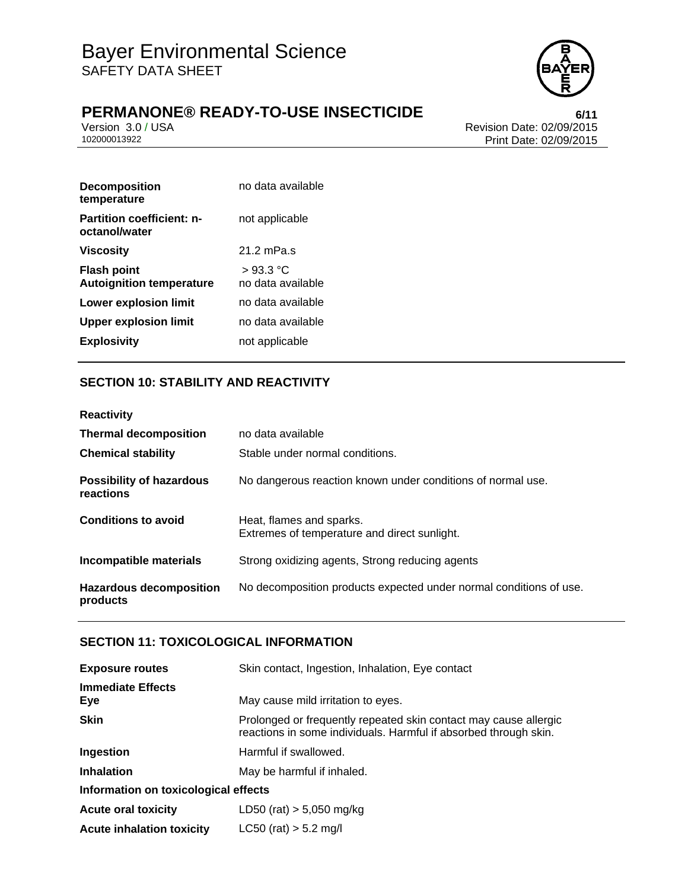| | |
|---|---|
| **Decomposition temperature** | no data available |
| **Partition coefficient: n-octanol/water** | not applicable |
| **Viscosity** | 21.2 mPa.s |
| **Flash point** | > 93.3 °C |
| **Autoignition temperature** | no data available |
| **Lower explosion limit** | no data available |
| **Upper explosion limit** | no data available |
| **Explosivity** | not applicable |

## SECTION 10: STABILITY AND REACTIVITY

| | |
|---|---|
| **Reactivity** | |
| **Thermal decomposition** | no data available |
| **Chemical stability** | Stable under normal conditions. |
| **Possibility of hazardous reactions** | No dangerous reaction known under conditions of normal use. |
| **Conditions to avoid** | Heat, flames and sparks.<br>Extremes of temperature and direct sunlight. |
| **Incompatible materials** | Strong oxidizing agents, Strong reducing agents |
| **Hazardous decomposition products** | No decomposition products expected under normal conditions of use. |

## SECTION 11: TOXICOLOGICAL INFORMATION

| | |
|---|---|
| **Exposure routes** | Skin contact, Ingestion, Inhalation, Eye contact |
| **Immediate Effects** | |
| **Eye** | May cause mild irritation to eyes. |
| **Skin** | Prolonged or frequently repeated skin contact may cause allergic reactions in some individuals. Harmful if absorbed through skin. |
| **Ingestion** | Harmful if swallowed. |
| **Inhalation** | May be harmful if inhaled. |

**Information on toxicological effects**

| | |
|---|---|
| **Acute oral toxicity** | LD50 (rat) > 5,050 mg/kg |
| **Acute inhalation toxicity** | LC50 (rat) > 5.2 mg/l |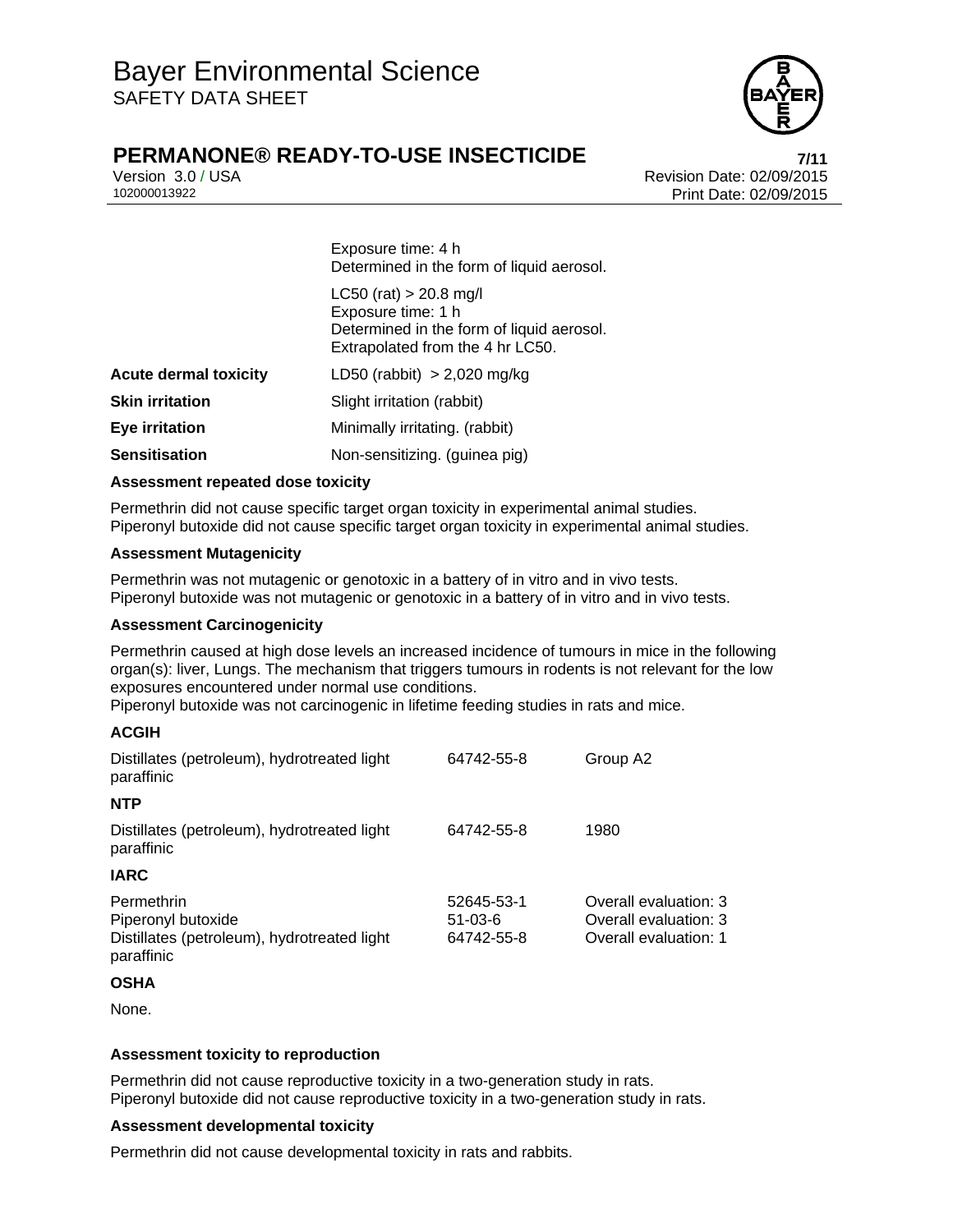|  | Exposure time: 4 h<br>Determined in the form of liquid aerosol. |
| --- | --- |
|  | LC50 (rat) > 20.8 mg/l<br>Exposure time: 1 h<br>Determined in the form of liquid aerosol.<br>Extrapolated from the 4 hr LC50. |
| **Acute dermal toxicity** | LD50 (rabbit) > 2,020 mg/kg |
| **Skin irritation** | Slight irritation (rabbit) |
| **Eye irritation** | Minimally irritating. (rabbit) |
| **Sensitisation** | Non-sensitizing. (guinea pig) |

**Assessment repeated dose toxicity**

Permethrin did not cause specific target organ toxicity in experimental animal studies.
Piperonyl butoxide did not cause specific target organ toxicity in experimental animal studies.

**Assessment Mutagenicity**

Permethrin was not mutagenic or genotoxic in a battery of in vitro and in vivo tests.
Piperonyl butoxide was not mutagenic or genotoxic in a battery of in vitro and in vivo tests.

**Assessment Carcinogenicity**

Permethrin caused at high dose levels an increased incidence of tumours in mice in the following organ(s): liver, Lungs. The mechanism that triggers tumours in rodents is not relevant for the low exposures encountered under normal use conditions.
Piperonyl butoxide was not carcinogenic in lifetime feeding studies in rats and mice.

**ACGIH**

| Distillates (petroleum), hydrotreated light paraffinic | 64742-55-8 | Group A2 |
| --- | --- | --- |

**NTP**

| Distillates (petroleum), hydrotreated light paraffinic | 64742-55-8 | 1980 |
| --- | --- | --- |

**IARC**

| Permethrin | 52645-53-1 | Overall evaluation: 3 |
| --- | --- | --- |
| Piperonyl butoxide | 51-03-6 | Overall evaluation: 3 |
| Distillates (petroleum), hydrotreated light paraffinic | 64742-55-8 | Overall evaluation: 1 |

**OSHA**

None.

**Assessment toxicity to reproduction**

Permethrin did not cause reproductive toxicity in a two-generation study in rats.
Piperonyl butoxide did not cause reproductive toxicity in a two-generation study in rats.

**Assessment developmental toxicity**

Permethrin did not cause developmental toxicity in rats and rabbits.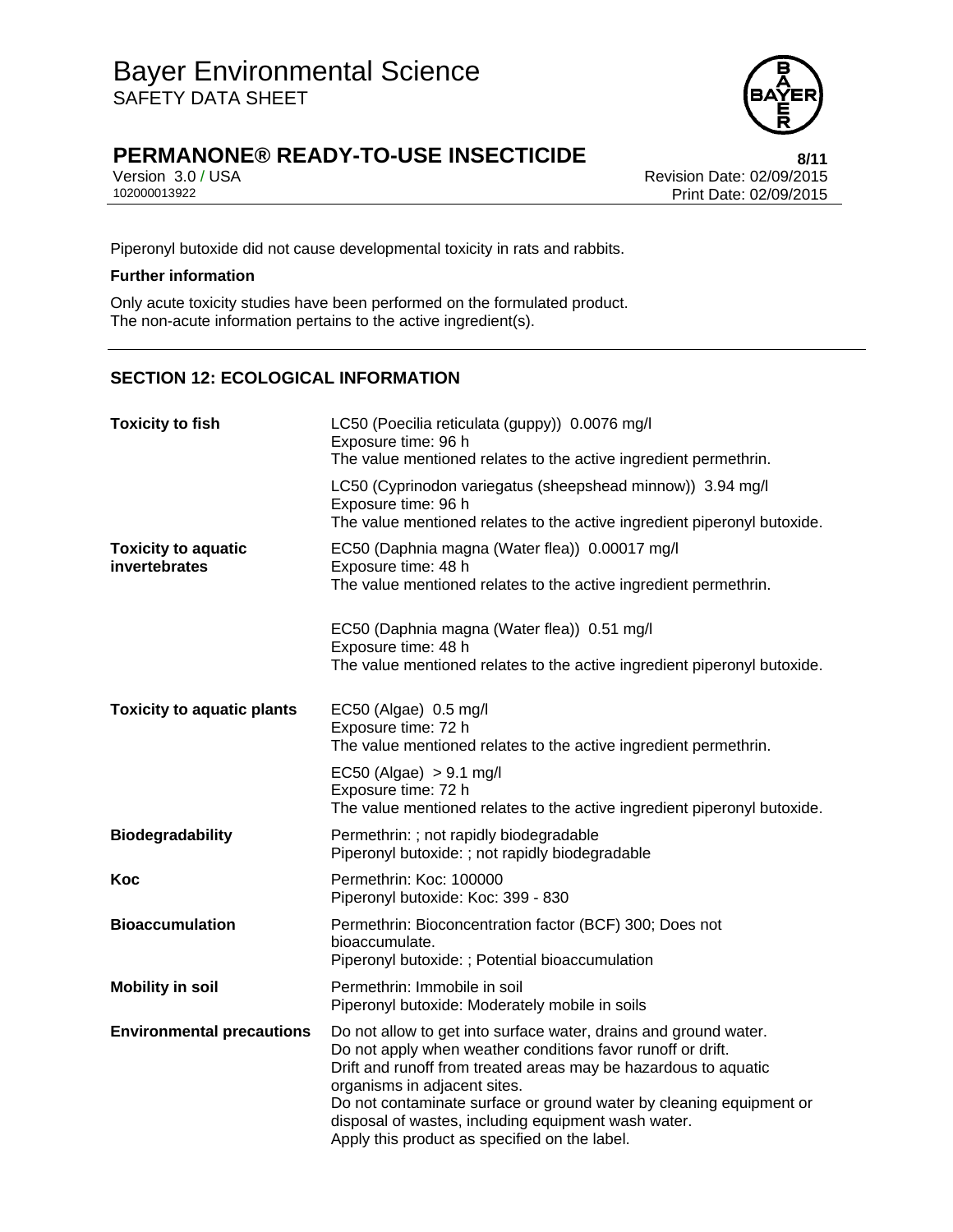Piperonyl butoxide did not cause developmental toxicity in rats and rabbits.

**Further information**

Only acute toxicity studies have been performed on the formulated product.
The non-acute information pertains to the active ingredient(s).

## SECTION 12: ECOLOGICAL INFORMATION

| | |
|---|---|
| **Toxicity to fish** | LC50 (Poecilia reticulata (guppy)) 0.0076 mg/l<br>Exposure time: 96 h<br>The value mentioned relates to the active ingredient permethrin.<br><br>LC50 (Cyprinodon variegatus (sheepshead minnow)) 3.94 mg/l<br>Exposure time: 96 h<br>The value mentioned relates to the active ingredient piperonyl butoxide. |
| **Toxicity to aquatic invertebrates** | EC50 (Daphnia magna (Water flea)) 0.00017 mg/l<br>Exposure time: 48 h<br>The value mentioned relates to the active ingredient permethrin.<br><br>EC50 (Daphnia magna (Water flea)) 0.51 mg/l<br>Exposure time: 48 h<br>The value mentioned relates to the active ingredient piperonyl butoxide. |
| **Toxicity to aquatic plants** | EC50 (Algae) 0.5 mg/l<br>Exposure time: 72 h<br>The value mentioned relates to the active ingredient permethrin.<br><br>EC50 (Algae) > 9.1 mg/l<br>Exposure time: 72 h<br>The value mentioned relates to the active ingredient piperonyl butoxide. |
| **Biodegradability** | Permethrin: ; not rapidly biodegradable<br>Piperonyl butoxide: ; not rapidly biodegradable |
| **Koc** | Permethrin: Koc: 100000<br>Piperonyl butoxide: Koc: 399 - 830 |
| **Bioaccumulation** | Permethrin: Bioconcentration factor (BCF) 300; Does not bioaccumulate.<br>Piperonyl butoxide: ; Potential bioaccumulation |
| **Mobility in soil** | Permethrin: Immobile in soil<br>Piperonyl butoxide: Moderately mobile in soils |
| **Environmental precautions** | Do not allow to get into surface water, drains and ground water.<br>Do not apply when weather conditions favor runoff or drift.<br>Drift and runoff from treated areas may be hazardous to aquatic organisms in adjacent sites.<br>Do not contaminate surface or ground water by cleaning equipment or disposal of wastes, including equipment wash water.<br>Apply this product as specified on the label. |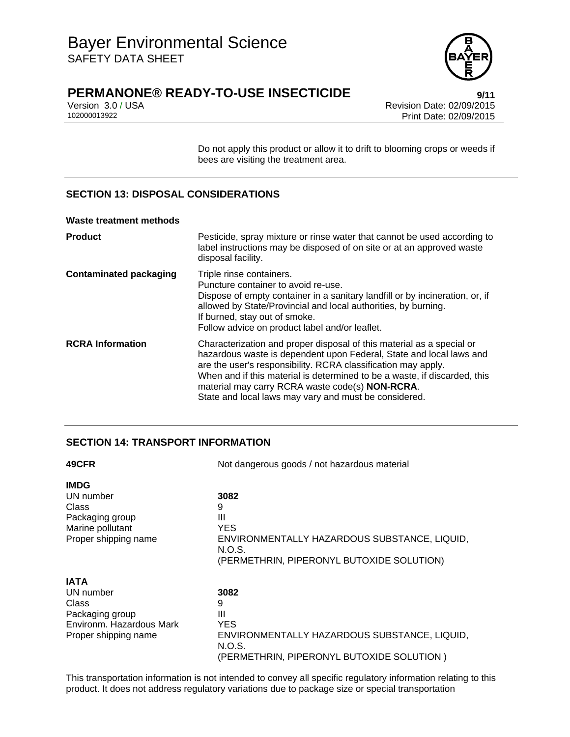Do not apply this product or allow it to drift to blooming crops or weeds if bees are visiting the treatment area.

## SECTION 13: DISPOSAL CONSIDERATIONS

**Waste treatment methods**

| | |
|---|---|
| **Product** | Pesticide, spray mixture or rinse water that cannot be used according to label instructions may be disposed of on site or at an approved waste disposal facility. |
| **Contaminated packaging** | Triple rinse containers.<br>Puncture container to avoid re-use.<br>Dispose of empty container in a sanitary landfill or by incineration, or, if allowed by State/Provincial and local authorities, by burning.<br>If burned, stay out of smoke.<br>Follow advice on product label and/or leaflet. |
| **RCRA Information** | Characterization and proper disposal of this material as a special or hazardous waste is dependent upon Federal, State and local laws and are the user's responsibility. RCRA classification may apply.<br>When and if this material is determined to be a waste, if discarded, this material may carry RCRA waste code(s) **NON-RCRA**.<br>State and local laws may vary and must be considered. |

## SECTION 14: TRANSPORT INFORMATION

**49CFR** Not dangerous goods / not hazardous material

**IMDG**

| | |
|---|---|
| UN number | **3082** |
| Class | 9 |
| Packaging group | III |
| Marine pollutant | YES |
| Proper shipping name | ENVIRONMENTALLY HAZARDOUS SUBSTANCE, LIQUID, N.O.S.<br>(PERMETHRIN, PIPERONYL BUTOXIDE SOLUTION) |

**IATA**

| | |
|---|---|
| UN number | **3082** |
| Class | 9 |
| Packaging group | III |
| Environm. Hazardous Mark | YES |
| Proper shipping name | ENVIRONMENTALLY HAZARDOUS SUBSTANCE, LIQUID, N.O.S.<br>(PERMETHRIN, PIPERONYL BUTOXIDE SOLUTION ) |

This transportation information is not intended to convey all specific regulatory information relating to this product. It does not address regulatory variations due to package size or special transportation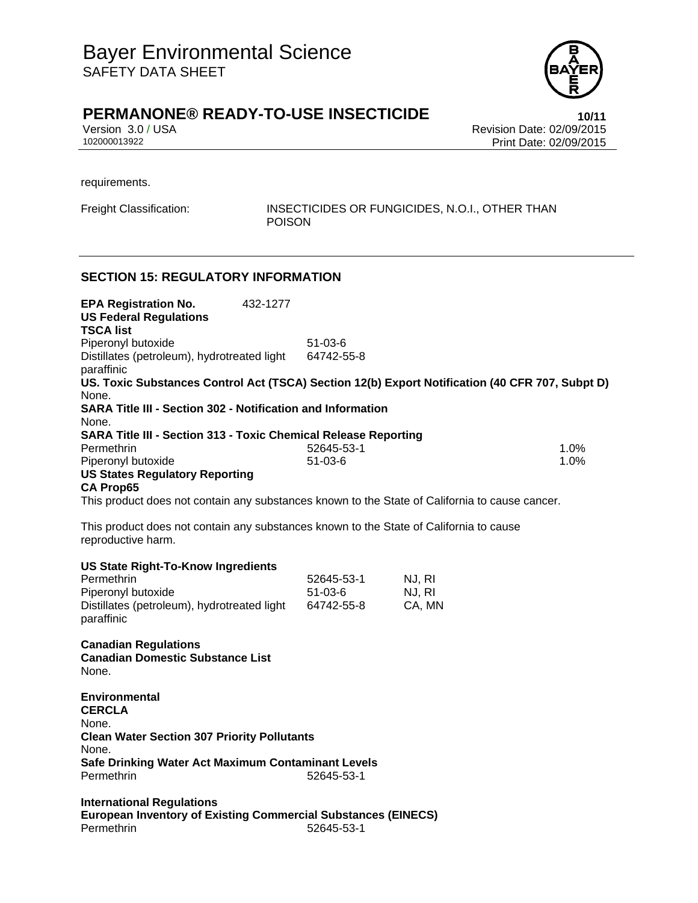requirements.

Freight Classification: INSECTICIDES OR FUNGICIDES, N.O.I., OTHER THAN POISON

## SECTION 15: REGULATORY INFORMATION

**EPA Registration No.** 432-1277

**US Federal Regulations**

**TSCA list**

| | |
|---|---|
| Piperonyl butoxide | 51-03-6 |
| Distillates (petroleum), hydrotreated light paraffinic | 64742-55-8 |

**US. Toxic Substances Control Act (TSCA) Section 12(b) Export Notification (40 CFR 707, Subpt D)**

None.

**SARA Title III - Section 302 - Notification and Information**

None.

**SARA Title III - Section 313 - Toxic Chemical Release Reporting**

| | | |
|---|---|---|
| Permethrin | 52645-53-1 | 1.0% |
| Piperonyl butoxide | 51-03-6 | 1.0% |

**US States Regulatory Reporting**

**CA Prop65**

This product does not contain any substances known to the State of California to cause cancer.

This product does not contain any substances known to the State of California to cause reproductive harm.

**US State Right-To-Know Ingredients**

| | | |
|---|---|---|
| Permethrin | 52645-53-1 | NJ, RI |
| Piperonyl butoxide | 51-03-6 | NJ, RI |
| Distillates (petroleum), hydrotreated light paraffinic | 64742-55-8 | CA, MN |

**Canadian Regulations**

**Canadian Domestic Substance List**

None.

**Environmental**

**CERCLA**

None.

**Clean Water Section 307 Priority Pollutants**

None.

**Safe Drinking Water Act Maximum Contaminant Levels**

| | |
|---|---|
| Permethrin | 52645-53-1 |

**International Regulations**

**European Inventory of Existing Commercial Substances (EINECS)**

| | |
|---|---|
| Permethrin | 52645-53-1 |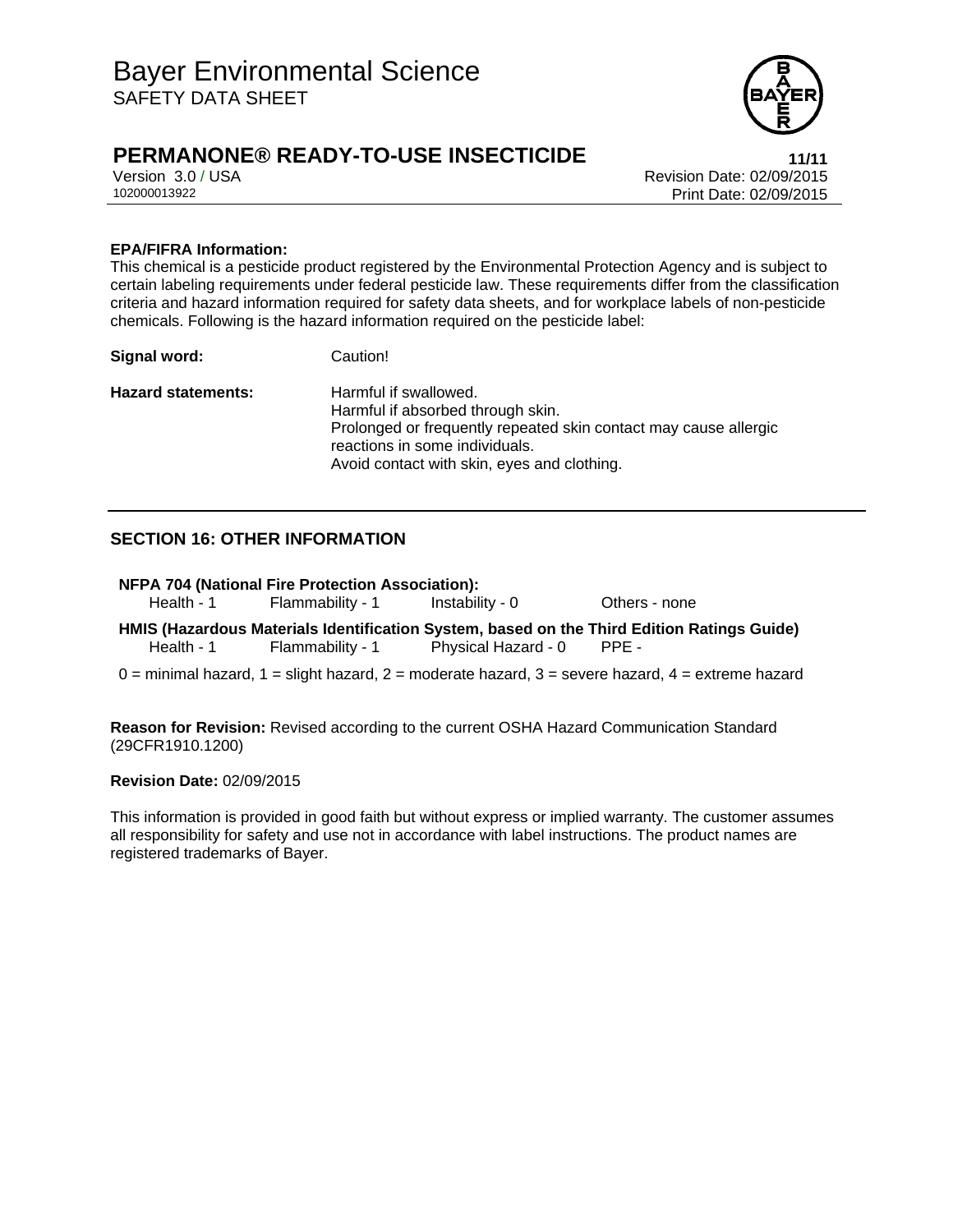**EPA/FIFRA Information:**
This chemical is a pesticide product registered by the Environmental Protection Agency and is subject to certain labeling requirements under federal pesticide law. These requirements differ from the classification criteria and hazard information required for safety data sheets, and for workplace labels of non-pesticide chemicals. Following is the hazard information required on the pesticide label:

| | |
|---|---|
| **Signal word:** | Caution! |
| **Hazard statements:** | Harmful if swallowed.<br>Harmful if absorbed through skin.<br>Prolonged or frequently repeated skin contact may cause allergic reactions in some individuals.<br>Avoid contact with skin, eyes and clothing. |

## SECTION 16: OTHER INFORMATION

**NFPA 704 (National Fire Protection Association):**

| | | | |
|---|---|---|---|
| Health - 1 | Flammability - 1 | Instability - 0 | Others - none |

**HMIS (Hazardous Materials Identification System, based on the Third Edition Ratings Guide)**

| | | | |
|---|---|---|---|
| Health - 1 | Flammability - 1 | Physical Hazard - 0 | PPE - |

0 = minimal hazard, 1 = slight hazard, 2 = moderate hazard, 3 = severe hazard, 4 = extreme hazard

**Reason for Revision:** Revised according to the current OSHA Hazard Communication Standard (29CFR1910.1200)

**Revision Date:** 02/09/2015

This information is provided in good faith but without express or implied warranty. The customer assumes all responsibility for safety and use not in accordance with label instructions. The product names are registered trademarks of Bayer.